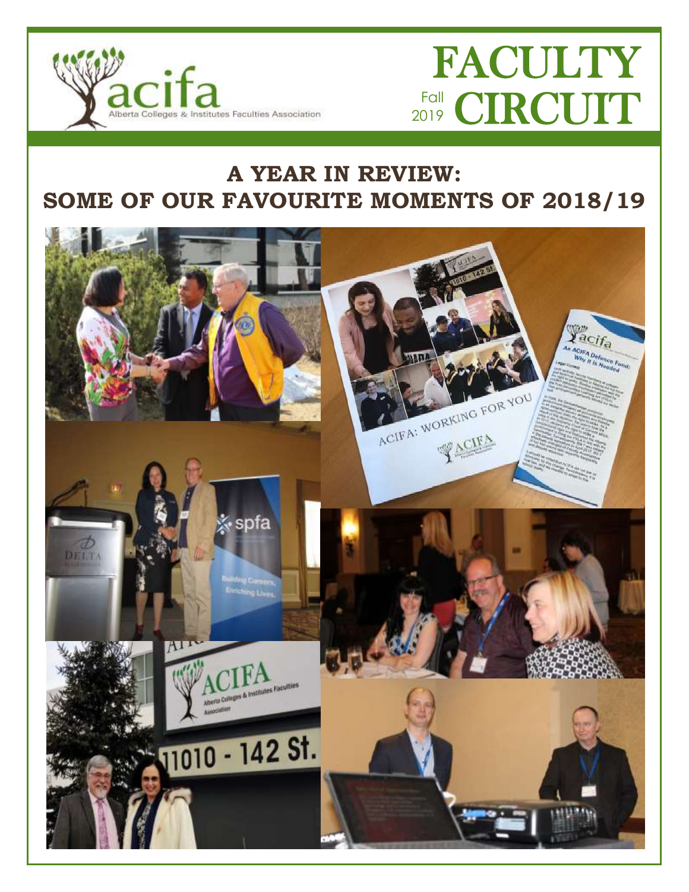acifa
Alberta Colleges & Institutes Faculties Association

# FACULTY CIRCUIT

Fall 2019

## A YEAR IN REVIEW: SOME OF OUR FAVOURITE MOMENTS OF 2018/19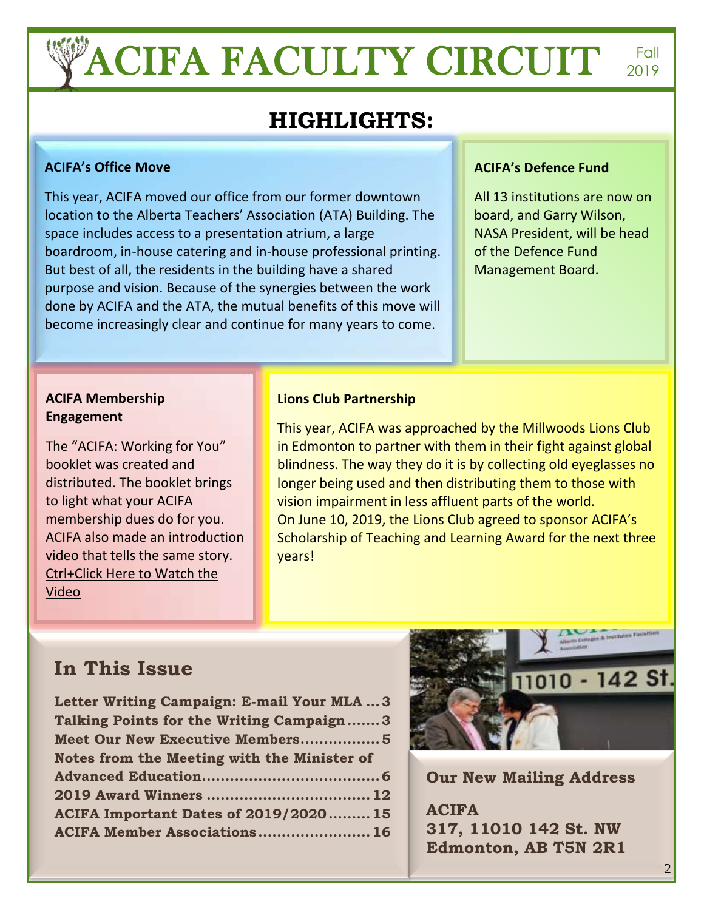# ACIFA FACULTY CIRCUIT

Fall 2019

## HIGHLIGHTS:

### ACIFA's Office Move

This year, ACIFA moved our office from our former downtown location to the Alberta Teachers' Association (ATA) Building. The space includes access to a presentation atrium, a large boardroom, in-house catering and in-house professional printing. But best of all, the residents in the building have a shared purpose and vision. Because of the synergies between the work done by ACIFA and the ATA, the mutual benefits of this move will become increasingly clear and continue for many years to come.

### ACIFA's Defence Fund

All 13 institutions are now on board, and Garry Wilson, NASA President, will be head of the Defence Fund Management Board.

### ACIFA Membership Engagement

The "ACIFA: Working for You" booklet was created and distributed. The booklet brings to light what your ACIFA membership dues do for you. ACIFA also made an introduction video that tells the same story. Ctrl+Click Here to Watch the Video

### Lions Club Partnership

This year, ACIFA was approached by the Millwoods Lions Club in Edmonton to partner with them in their fight against global blindness. The way they do it is by collecting old eyeglasses no longer being used and then distributing them to those with vision impairment in less affluent parts of the world.
On June 10, 2019, the Lions Club agreed to sponsor ACIFA's Scholarship of Teaching and Learning Award for the next three years!

## In This Issue

- Letter Writing Campaign: E-mail Your MLA ... 3
- Talking Points for the Writing Campaign ....... 3
- Meet Our New Executive Members................ 5
- Notes from the Meeting with the Minister of Advanced Education...................................... 6
- 2019 Award Winners .................................. 12
- ACIFA Important Dates of 2019/2020......... 15
- ACIFA Member Associations....................... 16

### Our New Mailing Address

**ACIFA**
**317, 11010 142 St. NW**
**Edmonton, AB T5N 2R1**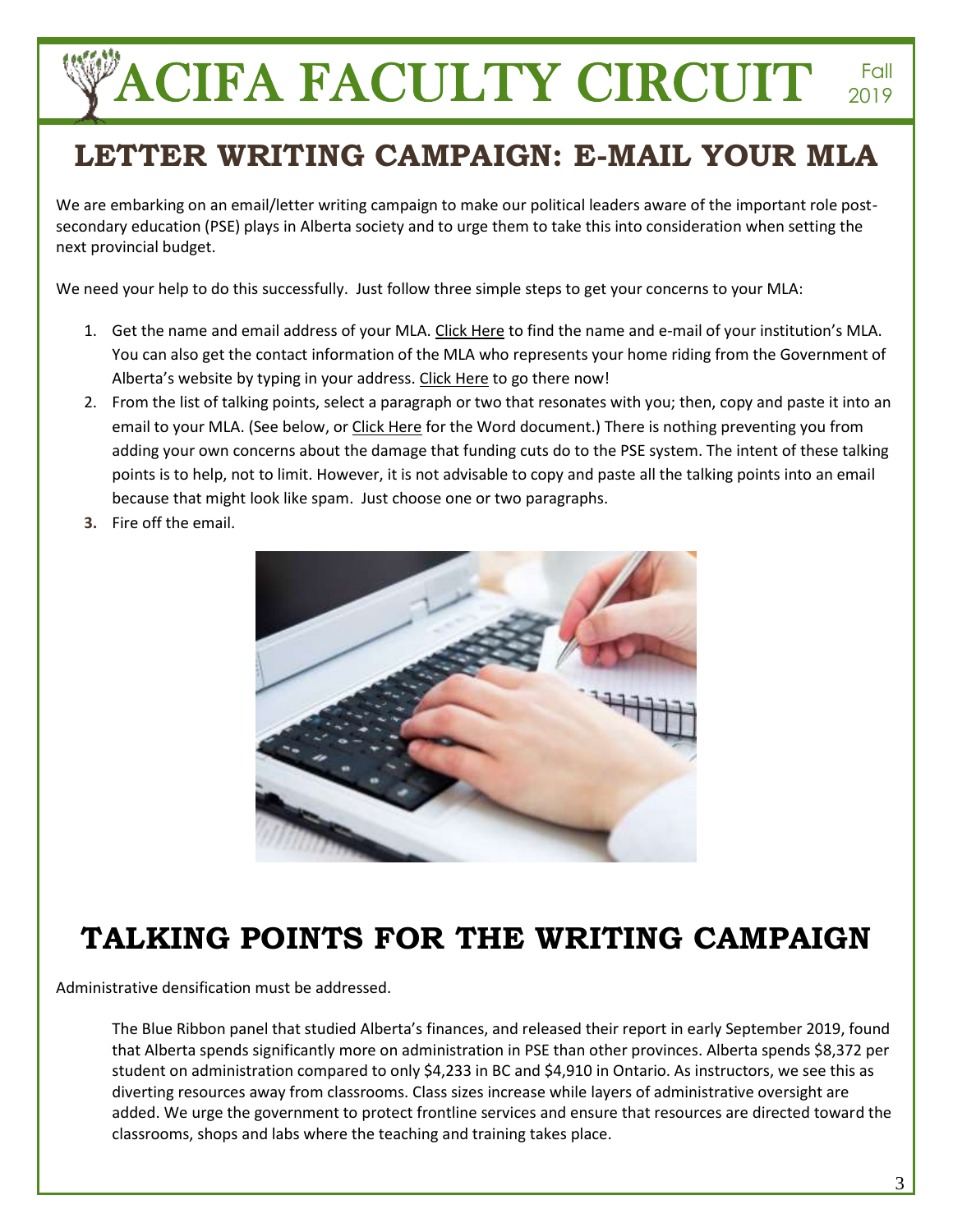# LETTER WRITING CAMPAIGN: E-MAIL YOUR MLA

We are embarking on an email/letter writing campaign to make our political leaders aware of the important role post-secondary education (PSE) plays in Alberta society and to urge them to take this into consideration when setting the next provincial budget.

We need your help to do this successfully. Just follow three simple steps to get your concerns to your MLA:

1. Get the name and email address of your MLA. Click Here to find the name and e-mail of your institution's MLA. You can also get the contact information of the MLA who represents your home riding from the Government of Alberta's website by typing in your address. Click Here to go there now!
2. From the list of talking points, select a paragraph or two that resonates with you; then, copy and paste it into an email to your MLA. (See below, or Click Here for the Word document.) There is nothing preventing you from adding your own concerns about the damage that funding cuts do to the PSE system. The intent of these talking points is to help, not to limit. However, it is not advisable to copy and paste all the talking points into an email because that might look like spam. Just choose one or two paragraphs.
3. Fire off the email.

# TALKING POINTS FOR THE WRITING CAMPAIGN

Administrative densification must be addressed.

> The Blue Ribbon panel that studied Alberta's finances, and released their report in early September 2019, found that Alberta spends significantly more on administration in PSE than other provinces. Alberta spends $8,372 per student on administration compared to only $4,233 in BC and $4,910 in Ontario. As instructors, we see this as diverting resources away from classrooms. Class sizes increase while layers of administrative oversight are added. We urge the government to protect frontline services and ensure that resources are directed toward the classrooms, shops and labs where the teaching and training takes place.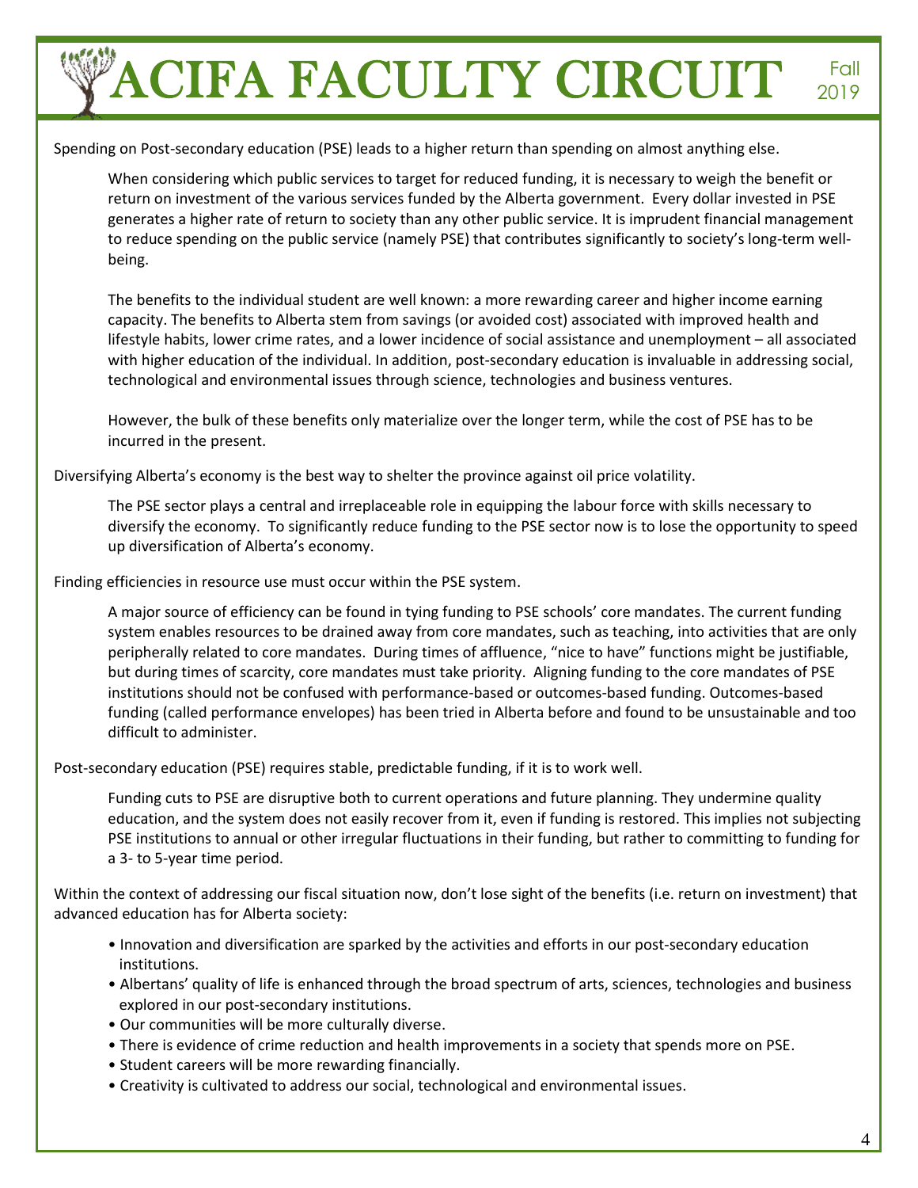Spending on Post-secondary education (PSE) leads to a higher return than spending on almost anything else.

When considering which public services to target for reduced funding, it is necessary to weigh the benefit or return on investment of the various services funded by the Alberta government. Every dollar invested in PSE generates a higher rate of return to society than any other public service. It is imprudent financial management to reduce spending on the public service (namely PSE) that contributes significantly to society's long-term well-being.

The benefits to the individual student are well known: a more rewarding career and higher income earning capacity. The benefits to Alberta stem from savings (or avoided cost) associated with improved health and lifestyle habits, lower crime rates, and a lower incidence of social assistance and unemployment – all associated with higher education of the individual. In addition, post-secondary education is invaluable in addressing social, technological and environmental issues through science, technologies and business ventures.

However, the bulk of these benefits only materialize over the longer term, while the cost of PSE has to be incurred in the present.

Diversifying Alberta's economy is the best way to shelter the province against oil price volatility.

The PSE sector plays a central and irreplaceable role in equipping the labour force with skills necessary to diversify the economy. To significantly reduce funding to the PSE sector now is to lose the opportunity to speed up diversification of Alberta's economy.

Finding efficiencies in resource use must occur within the PSE system.

A major source of efficiency can be found in tying funding to PSE schools' core mandates. The current funding system enables resources to be drained away from core mandates, such as teaching, into activities that are only peripherally related to core mandates. During times of affluence, "nice to have" functions might be justifiable, but during times of scarcity, core mandates must take priority. Aligning funding to the core mandates of PSE institutions should not be confused with performance-based or outcomes-based funding. Outcomes-based funding (called performance envelopes) has been tried in Alberta before and found to be unsustainable and too difficult to administer.

Post-secondary education (PSE) requires stable, predictable funding, if it is to work well.

Funding cuts to PSE are disruptive both to current operations and future planning. They undermine quality education, and the system does not easily recover from it, even if funding is restored. This implies not subjecting PSE institutions to annual or other irregular fluctuations in their funding, but rather to committing to funding for a 3- to 5-year time period.

Within the context of addressing our fiscal situation now, don't lose sight of the benefits (i.e. return on investment) that advanced education has for Alberta society:

- Innovation and diversification are sparked by the activities and efforts in our post-secondary education institutions.
- Albertans' quality of life is enhanced through the broad spectrum of arts, sciences, technologies and business explored in our post-secondary institutions.
- Our communities will be more culturally diverse.
- There is evidence of crime reduction and health improvements in a society that spends more on PSE.
- Student careers will be more rewarding financially.
- Creativity is cultivated to address our social, technological and environmental issues.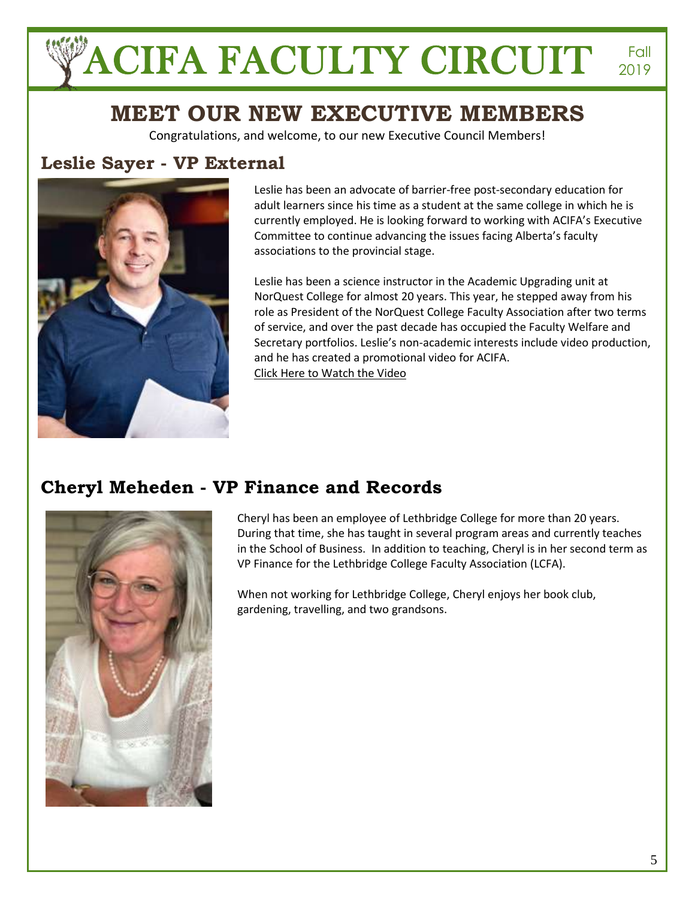# MEET OUR NEW EXECUTIVE MEMBERS

Congratulations, and welcome, to our new Executive Council Members!

## Leslie Sayer - VP External

Leslie has been an advocate of barrier-free post-secondary education for adult learners since his time as a student at the same college in which he is currently employed. He is looking forward to working with ACIFA's Executive Committee to continue advancing the issues facing Alberta's faculty associations to the provincial stage.

Leslie has been a science instructor in the Academic Upgrading unit at NorQuest College for almost 20 years. This year, he stepped away from his role as President of the NorQuest College Faculty Association after two terms of service, and over the past decade has occupied the Faculty Welfare and Secretary portfolios. Leslie's non-academic interests include video production, and he has created a promotional video for ACIFA.
Click Here to Watch the Video

## Cheryl Meheden - VP Finance and Records

Cheryl has been an employee of Lethbridge College for more than 20 years. During that time, she has taught in several program areas and currently teaches in the School of Business. In addition to teaching, Cheryl is in her second term as VP Finance for the Lethbridge College Faculty Association (LCFA).

When not working for Lethbridge College, Cheryl enjoys her book club, gardening, travelling, and two grandsons.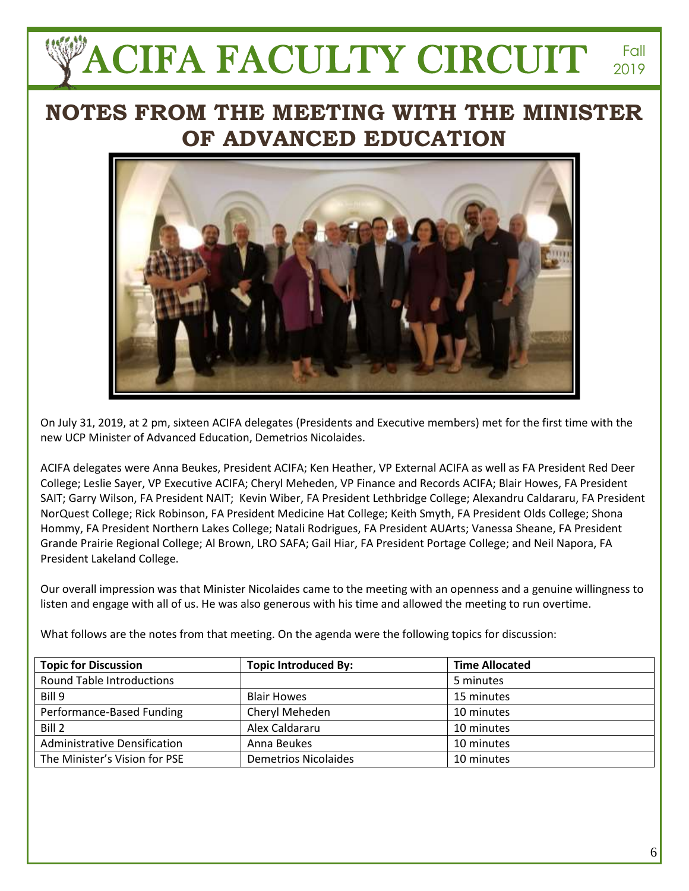## NOTES FROM THE MEETING WITH THE MINISTER OF ADVANCED EDUCATION

On July 31, 2019, at 2 pm, sixteen ACIFA delegates (Presidents and Executive members) met for the first time with the new UCP Minister of Advanced Education, Demetrios Nicolaides.

ACIFA delegates were Anna Beukes, President ACIFA; Ken Heather, VP External ACIFA as well as FA President Red Deer College; Leslie Sayer, VP Executive ACIFA; Cheryl Meheden, VP Finance and Records ACIFA; Blair Howes, FA President SAIT; Garry Wilson, FA President NAIT; Kevin Wiber, FA President Lethbridge College; Alexandru Caldararu, FA President NorQuest College; Rick Robinson, FA President Medicine Hat College; Keith Smyth, FA President Olds College; Shona Hommy, FA President Northern Lakes College; Natali Rodrigues, FA President AUArts; Vanessa Sheane, FA President Grande Prairie Regional College; Al Brown, LRO SAFA; Gail Hiar, FA President Portage College; and Neil Napora, FA President Lakeland College.

Our overall impression was that Minister Nicolaides came to the meeting with an openness and a genuine willingness to listen and engage with all of us. He was also generous with his time and allowed the meeting to run overtime.

What follows are the notes from that meeting. On the agenda were the following topics for discussion:

| Topic for Discussion | Topic Introduced By: | Time Allocated |
|---|---|---|
| Round Table Introductions | | 5 minutes |
| Bill 9 | Blair Howes | 15 minutes |
| Performance-Based Funding | Cheryl Meheden | 10 minutes |
| Bill 2 | Alex Caldararu | 10 minutes |
| Administrative Densification | Anna Beukes | 10 minutes |
| The Minister's Vision for PSE | Demetrios Nicolaides | 10 minutes |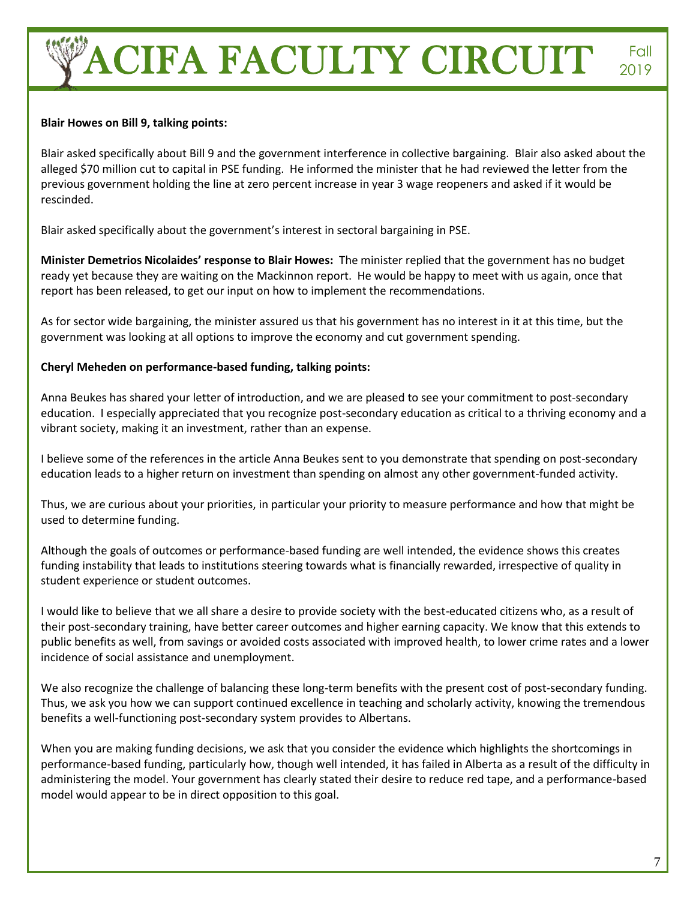**Blair Howes on Bill 9, talking points:**

Blair asked specifically about Bill 9 and the government interference in collective bargaining. Blair also asked about the alleged $70 million cut to capital in PSE funding. He informed the minister that he had reviewed the letter from the previous government holding the line at zero percent increase in year 3 wage reopeners and asked if it would be rescinded.

Blair asked specifically about the government's interest in sectoral bargaining in PSE.

**Minister Demetrios Nicolaides' response to Blair Howes:** The minister replied that the government has no budget ready yet because they are waiting on the Mackinnon report. He would be happy to meet with us again, once that report has been released, to get our input on how to implement the recommendations.

As for sector wide bargaining, the minister assured us that his government has no interest in it at this time, but the government was looking at all options to improve the economy and cut government spending.

**Cheryl Meheden on performance-based funding, talking points:**

Anna Beukes has shared your letter of introduction, and we are pleased to see your commitment to post-secondary education. I especially appreciated that you recognize post-secondary education as critical to a thriving economy and a vibrant society, making it an investment, rather than an expense.

I believe some of the references in the article Anna Beukes sent to you demonstrate that spending on post-secondary education leads to a higher return on investment than spending on almost any other government-funded activity.

Thus, we are curious about your priorities, in particular your priority to measure performance and how that might be used to determine funding.

Although the goals of outcomes or performance-based funding are well intended, the evidence shows this creates funding instability that leads to institutions steering towards what is financially rewarded, irrespective of quality in student experience or student outcomes.

I would like to believe that we all share a desire to provide society with the best-educated citizens who, as a result of their post-secondary training, have better career outcomes and higher earning capacity. We know that this extends to public benefits as well, from savings or avoided costs associated with improved health, to lower crime rates and a lower incidence of social assistance and unemployment.

We also recognize the challenge of balancing these long-term benefits with the present cost of post-secondary funding. Thus, we ask you how we can support continued excellence in teaching and scholarly activity, knowing the tremendous benefits a well-functioning post-secondary system provides to Albertans.

When you are making funding decisions, we ask that you consider the evidence which highlights the shortcomings in performance-based funding, particularly how, though well intended, it has failed in Alberta as a result of the difficulty in administering the model. Your government has clearly stated their desire to reduce red tape, and a performance-based model would appear to be in direct opposition to this goal.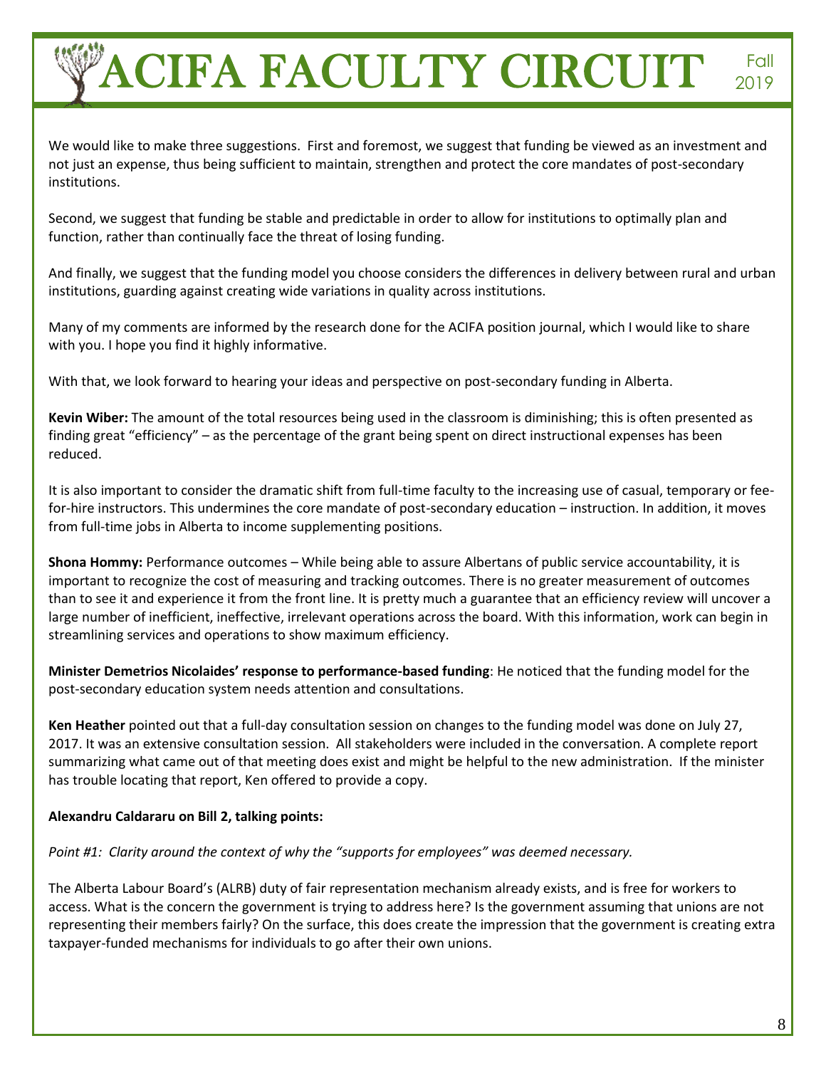We would like to make three suggestions. First and foremost, we suggest that funding be viewed as an investment and not just an expense, thus being sufficient to maintain, strengthen and protect the core mandates of post-secondary institutions.

Second, we suggest that funding be stable and predictable in order to allow for institutions to optimally plan and function, rather than continually face the threat of losing funding.

And finally, we suggest that the funding model you choose considers the differences in delivery between rural and urban institutions, guarding against creating wide variations in quality across institutions.

Many of my comments are informed by the research done for the ACIFA position journal, which I would like to share with you. I hope you find it highly informative.

With that, we look forward to hearing your ideas and perspective on post-secondary funding in Alberta.

**Kevin Wiber:** The amount of the total resources being used in the classroom is diminishing; this is often presented as finding great "efficiency" – as the percentage of the grant being spent on direct instructional expenses has been reduced.

It is also important to consider the dramatic shift from full-time faculty to the increasing use of casual, temporary or fee-for-hire instructors. This undermines the core mandate of post-secondary education – instruction. In addition, it moves from full-time jobs in Alberta to income supplementing positions.

**Shona Hommy:** Performance outcomes – While being able to assure Albertans of public service accountability, it is important to recognize the cost of measuring and tracking outcomes. There is no greater measurement of outcomes than to see it and experience it from the front line. It is pretty much a guarantee that an efficiency review will uncover a large number of inefficient, ineffective, irrelevant operations across the board. With this information, work can begin in streamlining services and operations to show maximum efficiency.

**Minister Demetrios Nicolaides' response to performance-based funding**: He noticed that the funding model for the post-secondary education system needs attention and consultations.

**Ken Heather** pointed out that a full-day consultation session on changes to the funding model was done on July 27, 2017. It was an extensive consultation session. All stakeholders were included in the conversation. A complete report summarizing what came out of that meeting does exist and might be helpful to the new administration. If the minister has trouble locating that report, Ken offered to provide a copy.

**Alexandru Caldararu on Bill 2, talking points:**

*Point #1: Clarity around the context of why the "supports for employees" was deemed necessary.*

The Alberta Labour Board's (ALRB) duty of fair representation mechanism already exists, and is free for workers to access. What is the concern the government is trying to address here? Is the government assuming that unions are not representing their members fairly? On the surface, this does create the impression that the government is creating extra taxpayer-funded mechanisms for individuals to go after their own unions.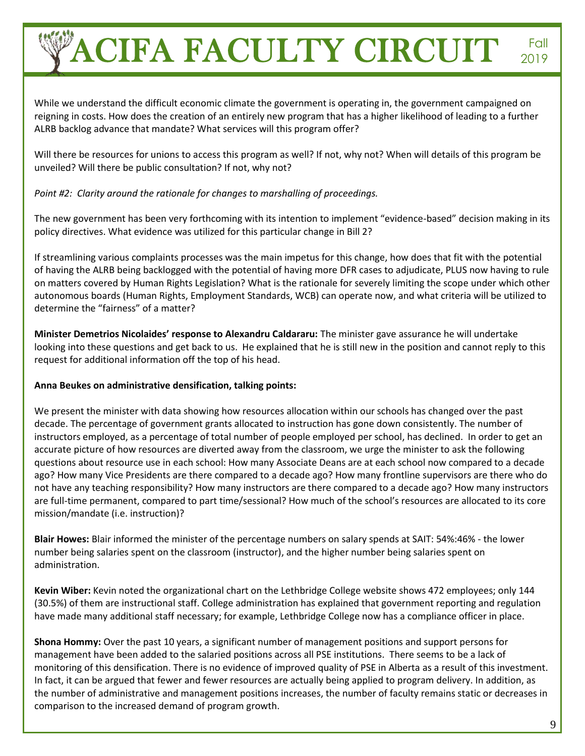While we understand the difficult economic climate the government is operating in, the government campaigned on reigning in costs. How does the creation of an entirely new program that has a higher likelihood of leading to a further ALRB backlog advance that mandate? What services will this program offer?

Will there be resources for unions to access this program as well? If not, why not? When will details of this program be unveiled? Will there be public consultation? If not, why not?

*Point #2: Clarity around the rationale for changes to marshalling of proceedings.*

The new government has been very forthcoming with its intention to implement "evidence-based" decision making in its policy directives. What evidence was utilized for this particular change in Bill 2?

If streamlining various complaints processes was the main impetus for this change, how does that fit with the potential of having the ALRB being backlogged with the potential of having more DFR cases to adjudicate, PLUS now having to rule on matters covered by Human Rights Legislation? What is the rationale for severely limiting the scope under which other autonomous boards (Human Rights, Employment Standards, WCB) can operate now, and what criteria will be utilized to determine the "fairness" of a matter?

**Minister Demetrios Nicolaides' response to Alexandru Caldararu:** The minister gave assurance he will undertake looking into these questions and get back to us. He explained that he is still new in the position and cannot reply to this request for additional information off the top of his head.

**Anna Beukes on administrative densification, talking points:**

We present the minister with data showing how resources allocation within our schools has changed over the past decade. The percentage of government grants allocated to instruction has gone down consistently. The number of instructors employed, as a percentage of total number of people employed per school, has declined. In order to get an accurate picture of how resources are diverted away from the classroom, we urge the minister to ask the following questions about resource use in each school: How many Associate Deans are at each school now compared to a decade ago? How many Vice Presidents are there compared to a decade ago? How many frontline supervisors are there who do not have any teaching responsibility? How many instructors are there compared to a decade ago? How many instructors are full-time permanent, compared to part time/sessional? How much of the school's resources are allocated to its core mission/mandate (i.e. instruction)?

**Blair Howes:** Blair informed the minister of the percentage numbers on salary spends at SAIT: 54%:46% - the lower number being salaries spent on the classroom (instructor), and the higher number being salaries spent on administration.

**Kevin Wiber:** Kevin noted the organizational chart on the Lethbridge College website shows 472 employees; only 144 (30.5%) of them are instructional staff. College administration has explained that government reporting and regulation have made many additional staff necessary; for example, Lethbridge College now has a compliance officer in place.

**Shona Hommy:** Over the past 10 years, a significant number of management positions and support persons for management have been added to the salaried positions across all PSE institutions. There seems to be a lack of monitoring of this densification. There is no evidence of improved quality of PSE in Alberta as a result of this investment. In fact, it can be argued that fewer and fewer resources are actually being applied to program delivery. In addition, as the number of administrative and management positions increases, the number of faculty remains static or decreases in comparison to the increased demand of program growth.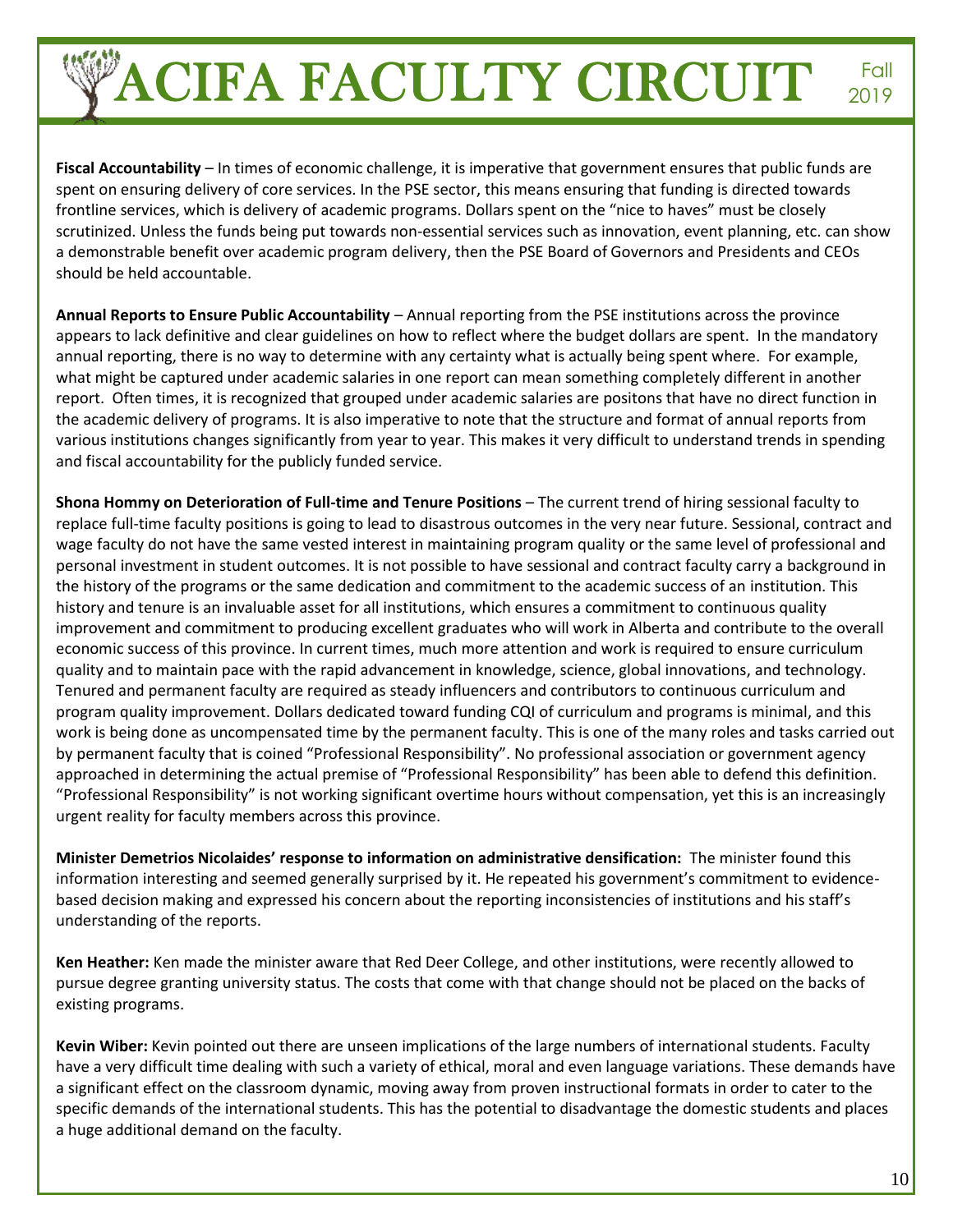**Fiscal Accountability** – In times of economic challenge, it is imperative that government ensures that public funds are spent on ensuring delivery of core services. In the PSE sector, this means ensuring that funding is directed towards frontline services, which is delivery of academic programs. Dollars spent on the "nice to haves" must be closely scrutinized. Unless the funds being put towards non-essential services such as innovation, event planning, etc. can show a demonstrable benefit over academic program delivery, then the PSE Board of Governors and Presidents and CEOs should be held accountable.

**Annual Reports to Ensure Public Accountability** – Annual reporting from the PSE institutions across the province appears to lack definitive and clear guidelines on how to reflect where the budget dollars are spent. In the mandatory annual reporting, there is no way to determine with any certainty what is actually being spent where. For example, what might be captured under academic salaries in one report can mean something completely different in another report. Often times, it is recognized that grouped under academic salaries are positons that have no direct function in the academic delivery of programs. It is also imperative to note that the structure and format of annual reports from various institutions changes significantly from year to year. This makes it very difficult to understand trends in spending and fiscal accountability for the publicly funded service.

**Shona Hommy on Deterioration of Full-time and Tenure Positions** – The current trend of hiring sessional faculty to replace full-time faculty positions is going to lead to disastrous outcomes in the very near future. Sessional, contract and wage faculty do not have the same vested interest in maintaining program quality or the same level of professional and personal investment in student outcomes. It is not possible to have sessional and contract faculty carry a background in the history of the programs or the same dedication and commitment to the academic success of an institution. This history and tenure is an invaluable asset for all institutions, which ensures a commitment to continuous quality improvement and commitment to producing excellent graduates who will work in Alberta and contribute to the overall economic success of this province. In current times, much more attention and work is required to ensure curriculum quality and to maintain pace with the rapid advancement in knowledge, science, global innovations, and technology. Tenured and permanent faculty are required as steady influencers and contributors to continuous curriculum and program quality improvement. Dollars dedicated toward funding CQI of curriculum and programs is minimal, and this work is being done as uncompensated time by the permanent faculty. This is one of the many roles and tasks carried out by permanent faculty that is coined "Professional Responsibility". No professional association or government agency approached in determining the actual premise of "Professional Responsibility" has been able to defend this definition. "Professional Responsibility" is not working significant overtime hours without compensation, yet this is an increasingly urgent reality for faculty members across this province.

**Minister Demetrios Nicolaides' response to information on administrative densification:** The minister found this information interesting and seemed generally surprised by it. He repeated his government's commitment to evidence-based decision making and expressed his concern about the reporting inconsistencies of institutions and his staff's understanding of the reports.

**Ken Heather:** Ken made the minister aware that Red Deer College, and other institutions, were recently allowed to pursue degree granting university status. The costs that come with that change should not be placed on the backs of existing programs.

**Kevin Wiber:** Kevin pointed out there are unseen implications of the large numbers of international students. Faculty have a very difficult time dealing with such a variety of ethical, moral and even language variations. These demands have a significant effect on the classroom dynamic, moving away from proven instructional formats in order to cater to the specific demands of the international students. This has the potential to disadvantage the domestic students and places a huge additional demand on the faculty.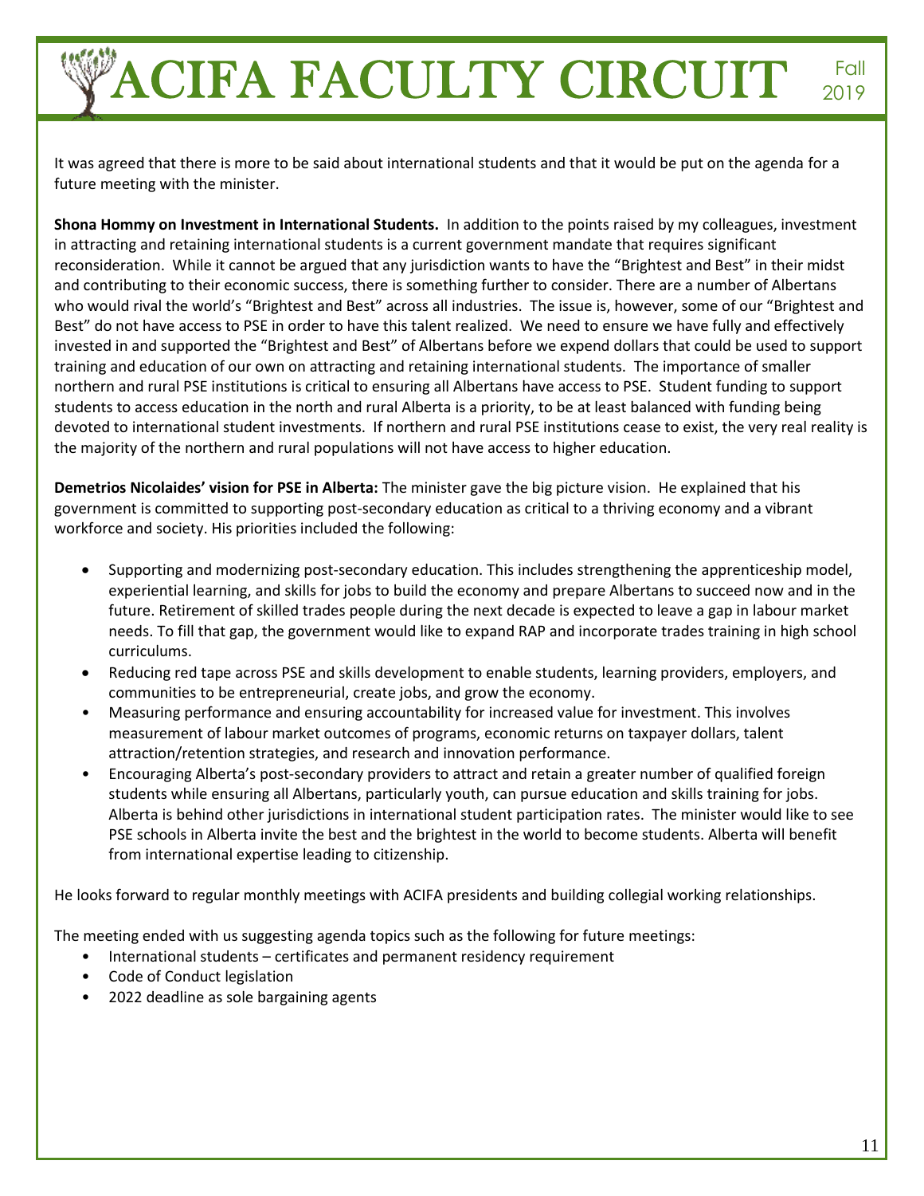It was agreed that there is more to be said about international students and that it would be put on the agenda for a future meeting with the minister.

**Shona Hommy on Investment in International Students.** In addition to the points raised by my colleagues, investment in attracting and retaining international students is a current government mandate that requires significant reconsideration. While it cannot be argued that any jurisdiction wants to have the "Brightest and Best" in their midst and contributing to their economic success, there is something further to consider. There are a number of Albertans who would rival the world's "Brightest and Best" across all industries. The issue is, however, some of our "Brightest and Best" do not have access to PSE in order to have this talent realized. We need to ensure we have fully and effectively invested in and supported the "Brightest and Best" of Albertans before we expend dollars that could be used to support training and education of our own on attracting and retaining international students. The importance of smaller northern and rural PSE institutions is critical to ensuring all Albertans have access to PSE. Student funding to support students to access education in the north and rural Alberta is a priority, to be at least balanced with funding being devoted to international student investments. If northern and rural PSE institutions cease to exist, the very real reality is the majority of the northern and rural populations will not have access to higher education.

**Demetrios Nicolaides' vision for PSE in Alberta:** The minister gave the big picture vision. He explained that his government is committed to supporting post-secondary education as critical to a thriving economy and a vibrant workforce and society. His priorities included the following:

- Supporting and modernizing post-secondary education. This includes strengthening the apprenticeship model, experiential learning, and skills for jobs to build the economy and prepare Albertans to succeed now and in the future. Retirement of skilled trades people during the next decade is expected to leave a gap in labour market needs. To fill that gap, the government would like to expand RAP and incorporate trades training in high school curriculums.
- Reducing red tape across PSE and skills development to enable students, learning providers, employers, and communities to be entrepreneurial, create jobs, and grow the economy.
- Measuring performance and ensuring accountability for increased value for investment. This involves measurement of labour market outcomes of programs, economic returns on taxpayer dollars, talent attraction/retention strategies, and research and innovation performance.
- Encouraging Alberta's post-secondary providers to attract and retain a greater number of qualified foreign students while ensuring all Albertans, particularly youth, can pursue education and skills training for jobs. Alberta is behind other jurisdictions in international student participation rates. The minister would like to see PSE schools in Alberta invite the best and the brightest in the world to become students. Alberta will benefit from international expertise leading to citizenship.

He looks forward to regular monthly meetings with ACIFA presidents and building collegial working relationships.

The meeting ended with us suggesting agenda topics such as the following for future meetings:

- International students – certificates and permanent residency requirement
- Code of Conduct legislation
- 2022 deadline as sole bargaining agents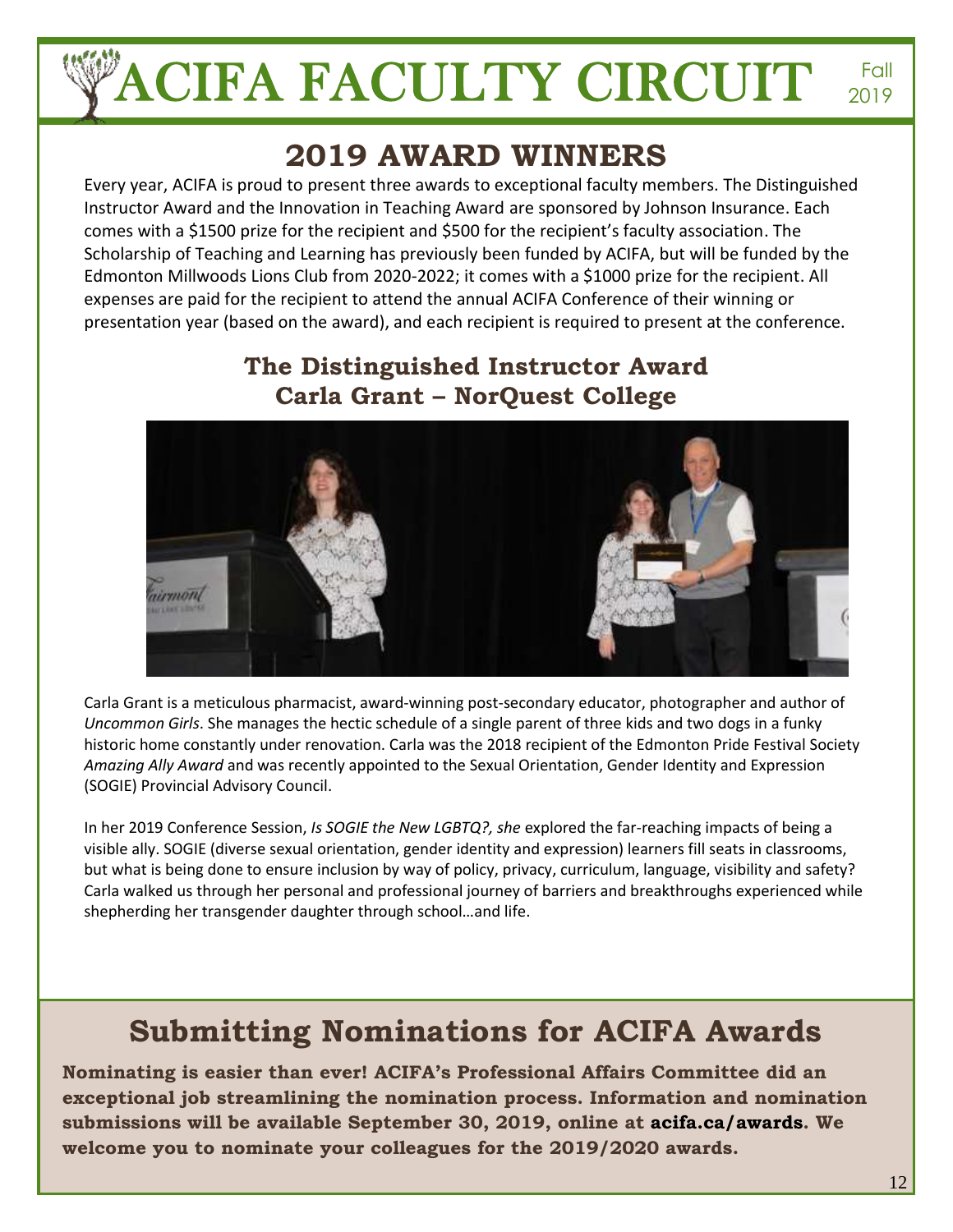## 2019 AWARD WINNERS

Every year, ACIFA is proud to present three awards to exceptional faculty members. The Distinguished Instructor Award and the Innovation in Teaching Award are sponsored by Johnson Insurance. Each comes with a $1500 prize for the recipient and $500 for the recipient's faculty association. The Scholarship of Teaching and Learning has previously been funded by ACIFA, but will be funded by the Edmonton Millwoods Lions Club from 2020-2022; it comes with a $1000 prize for the recipient. All expenses are paid for the recipient to attend the annual ACIFA Conference of their winning or presentation year (based on the award), and each recipient is required to present at the conference.

### The Distinguished Instructor Award
### Carla Grant – NorQuest College

Carla Grant is a meticulous pharmacist, award-winning post-secondary educator, photographer and author of *Uncommon Girls*. She manages the hectic schedule of a single parent of three kids and two dogs in a funky historic home constantly under renovation. Carla was the 2018 recipient of the Edmonton Pride Festival Society *Amazing Ally Award* and was recently appointed to the Sexual Orientation, Gender Identity and Expression (SOGIE) Provincial Advisory Council.

In her 2019 Conference Session, *Is SOGIE the New LGBTQ?, she* explored the far-reaching impacts of being a visible ally. SOGIE (diverse sexual orientation, gender identity and expression) learners fill seats in classrooms, but what is being done to ensure inclusion by way of policy, privacy, curriculum, language, visibility and safety? Carla walked us through her personal and professional journey of barriers and breakthroughs experienced while shepherding her transgender daughter through school…and life.

## Submitting Nominations for ACIFA Awards

**Nominating is easier than ever! ACIFA's Professional Affairs Committee did an exceptional job streamlining the nomination process. Information and nomination submissions will be available September 30, 2019, online at acifa.ca/awards. We welcome you to nominate your colleagues for the 2019/2020 awards.**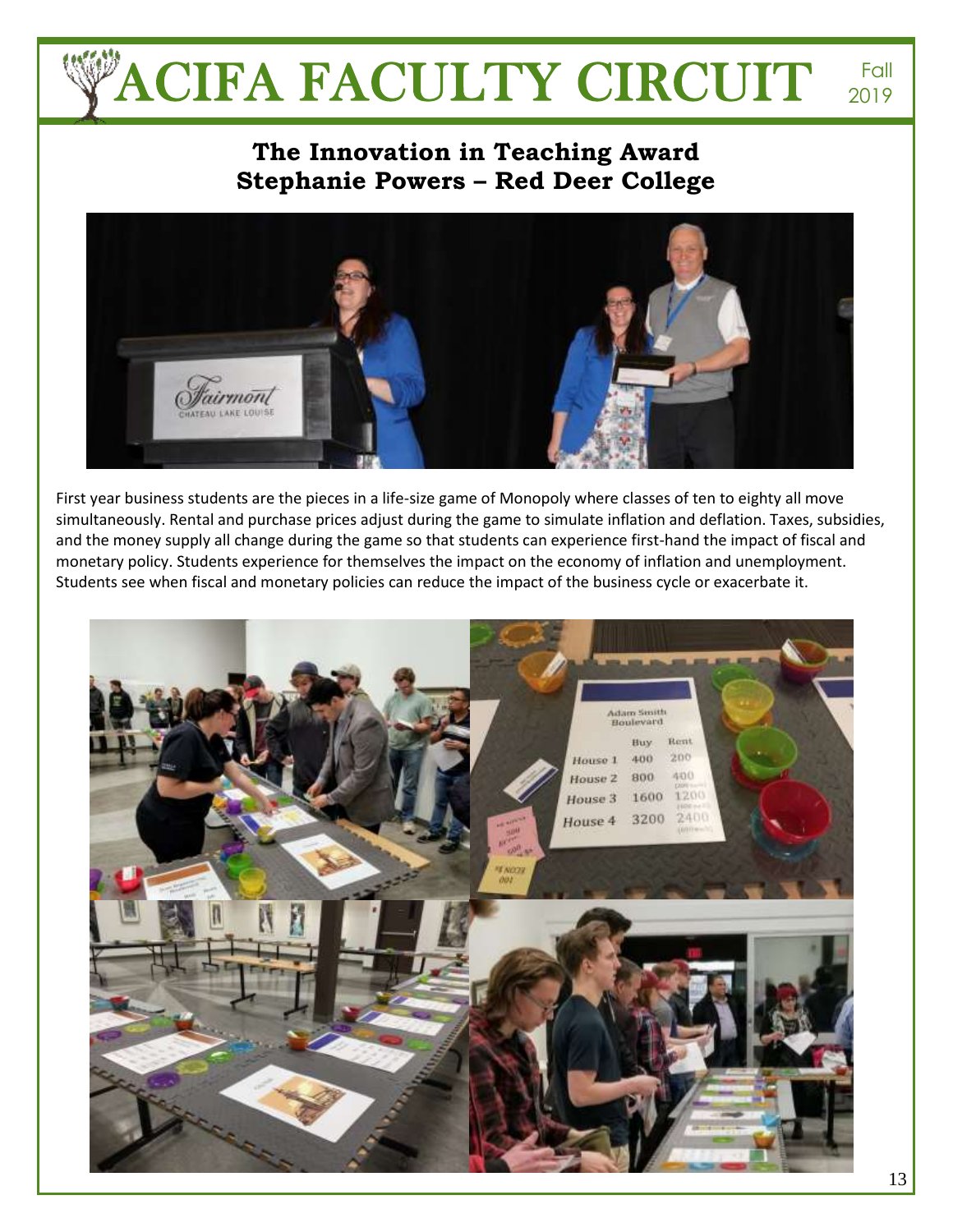## The Innovation in Teaching Award
## Stephanie Powers – Red Deer College

First year business students are the pieces in a life-size game of Monopoly where classes of ten to eighty all move simultaneously. Rental and purchase prices adjust during the game to simulate inflation and deflation. Taxes, subsidies, and the money supply all change during the game so that students can experience first-hand the impact of fiscal and monetary policy. Students experience for themselves the impact on the economy of inflation and unemployment. Students see when fiscal and monetary policies can reduce the impact of the business cycle or exacerbate it.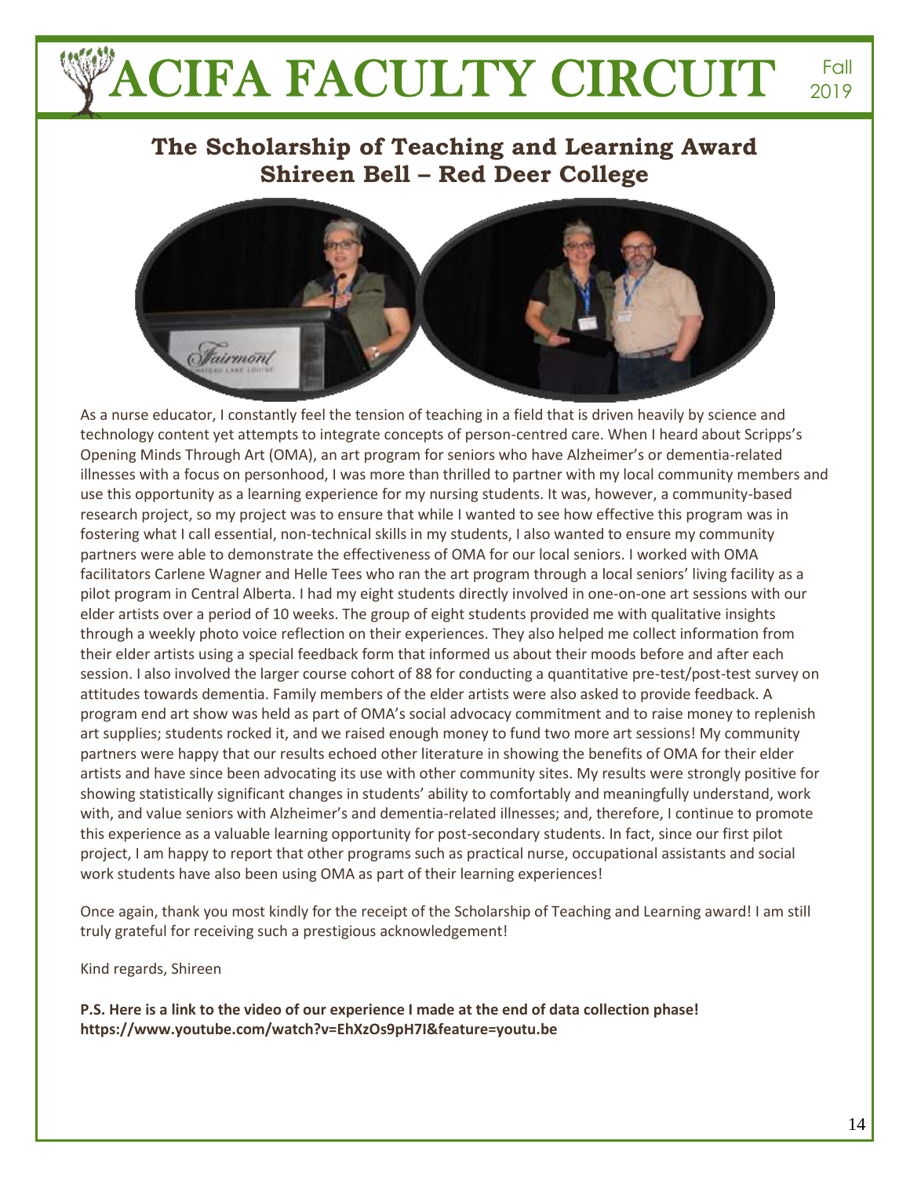## The Scholarship of Teaching and Learning Award
## Shireen Bell – Red Deer College

As a nurse educator, I constantly feel the tension of teaching in a field that is driven heavily by science and technology content yet attempts to integrate concepts of person-centred care. When I heard about Scripps's Opening Minds Through Art (OMA), an art program for seniors who have Alzheimer's or dementia-related illnesses with a focus on personhood, I was more than thrilled to partner with my local community members and use this opportunity as a learning experience for my nursing students. It was, however, a community-based research project, so my project was to ensure that while I wanted to see how effective this program was in fostering what I call essential, non-technical skills in my students, I also wanted to ensure my community partners were able to demonstrate the effectiveness of OMA for our local seniors. I worked with OMA facilitators Carlene Wagner and Helle Tees who ran the art program through a local seniors' living facility as a pilot program in Central Alberta. I had my eight students directly involved in one-on-one art sessions with our elder artists over a period of 10 weeks. The group of eight students provided me with qualitative insights through a weekly photo voice reflection on their experiences. They also helped me collect information from their elder artists using a special feedback form that informed us about their moods before and after each session. I also involved the larger course cohort of 88 for conducting a quantitative pre-test/post-test survey on attitudes towards dementia. Family members of the elder artists were also asked to provide feedback. A program end art show was held as part of OMA's social advocacy commitment and to raise money to replenish art supplies; students rocked it, and we raised enough money to fund two more art sessions! My community partners were happy that our results echoed other literature in showing the benefits of OMA for their elder artists and have since been advocating its use with other community sites. My results were strongly positive for showing statistically significant changes in students' ability to comfortably and meaningfully understand, work with, and value seniors with Alzheimer's and dementia-related illnesses; and, therefore, I continue to promote this experience as a valuable learning opportunity for post-secondary students. In fact, since our first pilot project, I am happy to report that other programs such as practical nurse, occupational assistants and social work students have also been using OMA as part of their learning experiences!

Once again, thank you most kindly for the receipt of the Scholarship of Teaching and Learning award! I am still truly grateful for receiving such a prestigious acknowledgement!

Kind regards, Shireen

**P.S. Here is a link to the video of our experience I made at the end of data collection phase! https://www.youtube.com/watch?v=EhXzOs9pH7I&feature=youtu.be**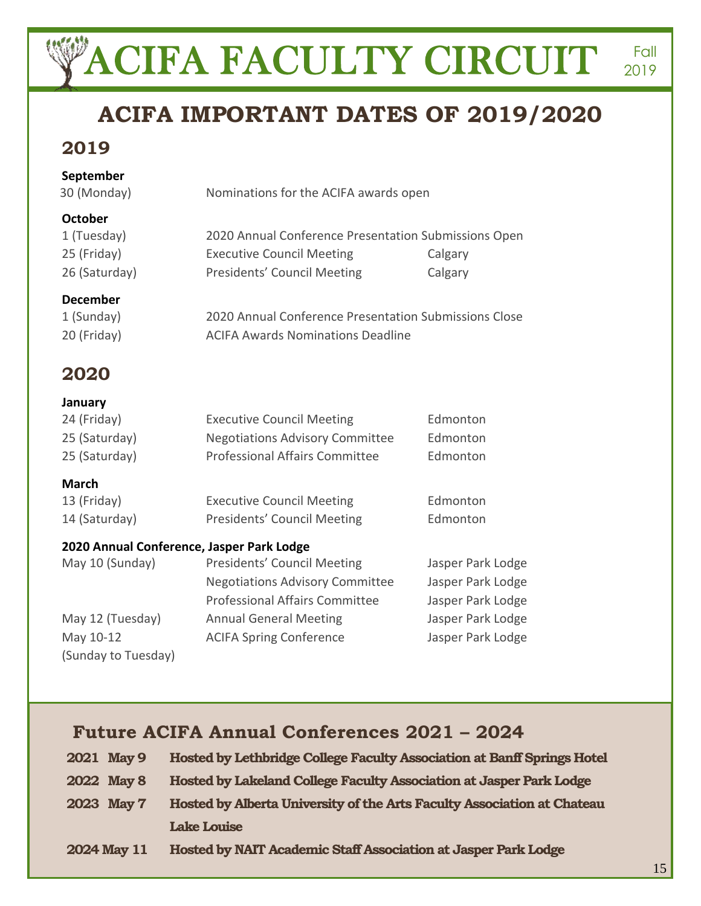# ACIFA IMPORTANT DATES OF 2019/2020

## 2019

**September**

| | | |
|---|---|---|
| 30 (Monday) | Nominations for the ACIFA awards open | |

**October**

| | | |
|---|---|---|
| 1 (Tuesday) | 2020 Annual Conference Presentation Submissions Open | |
| 25 (Friday) | Executive Council Meeting | Calgary |
| 26 (Saturday) | Presidents' Council Meeting | Calgary |

**December**

| | | |
|---|---|---|
| 1 (Sunday) | 2020 Annual Conference Presentation Submissions Close | |
| 20 (Friday) | ACIFA Awards Nominations Deadline | |

## 2020

**January**

| | | |
|---|---|---|
| 24 (Friday) | Executive Council Meeting | Edmonton |
| 25 (Saturday) | Negotiations Advisory Committee | Edmonton |
| 25 (Saturday) | Professional Affairs Committee | Edmonton |

**March**

| | | |
|---|---|---|
| 13 (Friday) | Executive Council Meeting | Edmonton |
| 14 (Saturday) | Presidents' Council Meeting | Edmonton |

**2020 Annual Conference, Jasper Park Lodge**

| | | |
|---|---|---|
| May 10 (Sunday) | Presidents' Council Meeting | Jasper Park Lodge |
| | Negotiations Advisory Committee | Jasper Park Lodge |
| | Professional Affairs Committee | Jasper Park Lodge |
| May 12 (Tuesday) | Annual General Meeting | Jasper Park Lodge |
| May 10-12 (Sunday to Tuesday) | ACIFA Spring Conference | Jasper Park Lodge |

## Future ACIFA Annual Conferences 2021 – 2024

| | |
|---|---|
| **2021 May 9** | **Hosted by Lethbridge College Faculty Association at Banff Springs Hotel** |
| **2022 May 8** | **Hosted by Lakeland College Faculty Association at Jasper Park Lodge** |
| **2023 May 7** | **Hosted by Alberta University of the Arts Faculty Association at Chateau Lake Louise** |
| **2024 May 11** | **Hosted by NAIT Academic Staff Association at Jasper Park Lodge** |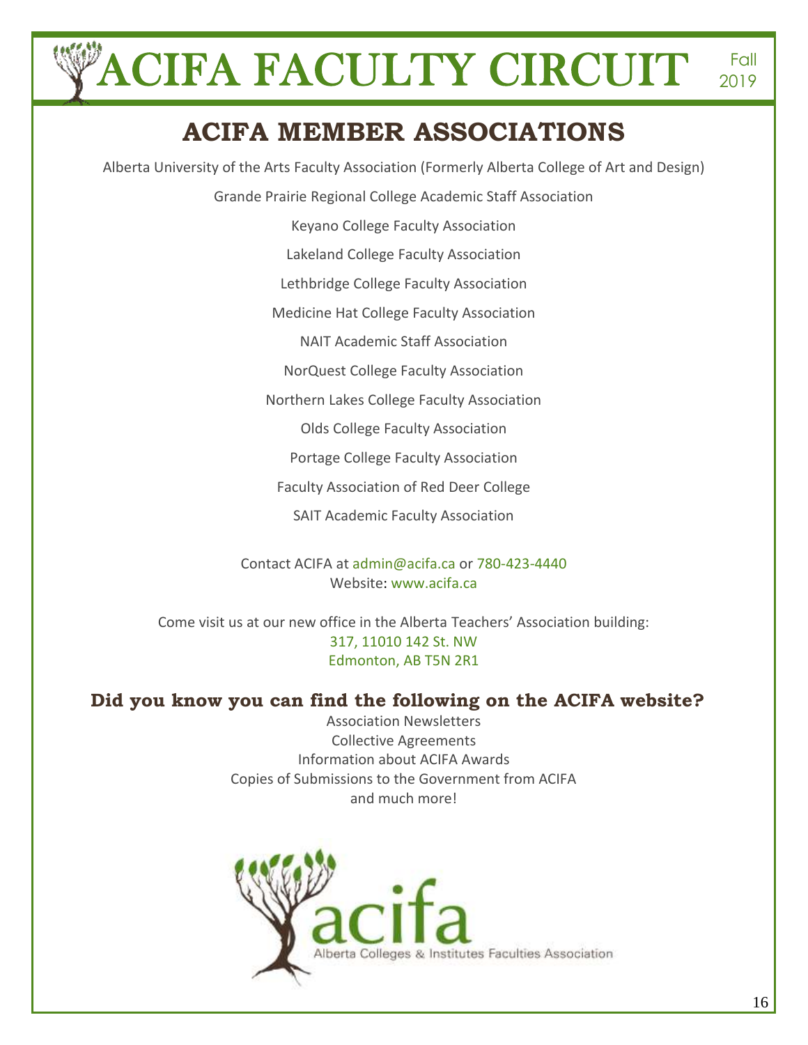## ACIFA MEMBER ASSOCIATIONS

Alberta University of the Arts Faculty Association (Formerly Alberta College of Art and Design)

Grande Prairie Regional College Academic Staff Association

Keyano College Faculty Association

Lakeland College Faculty Association

Lethbridge College Faculty Association

Medicine Hat College Faculty Association

NAIT Academic Staff Association

NorQuest College Faculty Association

Northern Lakes College Faculty Association

Olds College Faculty Association

Portage College Faculty Association

Faculty Association of Red Deer College

SAIT Academic Faculty Association

Contact ACIFA at admin@acifa.ca or 780-423-4440
Website: www.acifa.ca

Come visit us at our new office in the Alberta Teachers' Association building:
317, 11010 142 St. NW
Edmonton, AB T5N 2R1

### Did you know you can find the following on the ACIFA website?

Association Newsletters
Collective Agreements
Information about ACIFA Awards
Copies of Submissions to the Government from ACIFA
and much more!

acifa
Alberta Colleges & Institutes Faculties Association